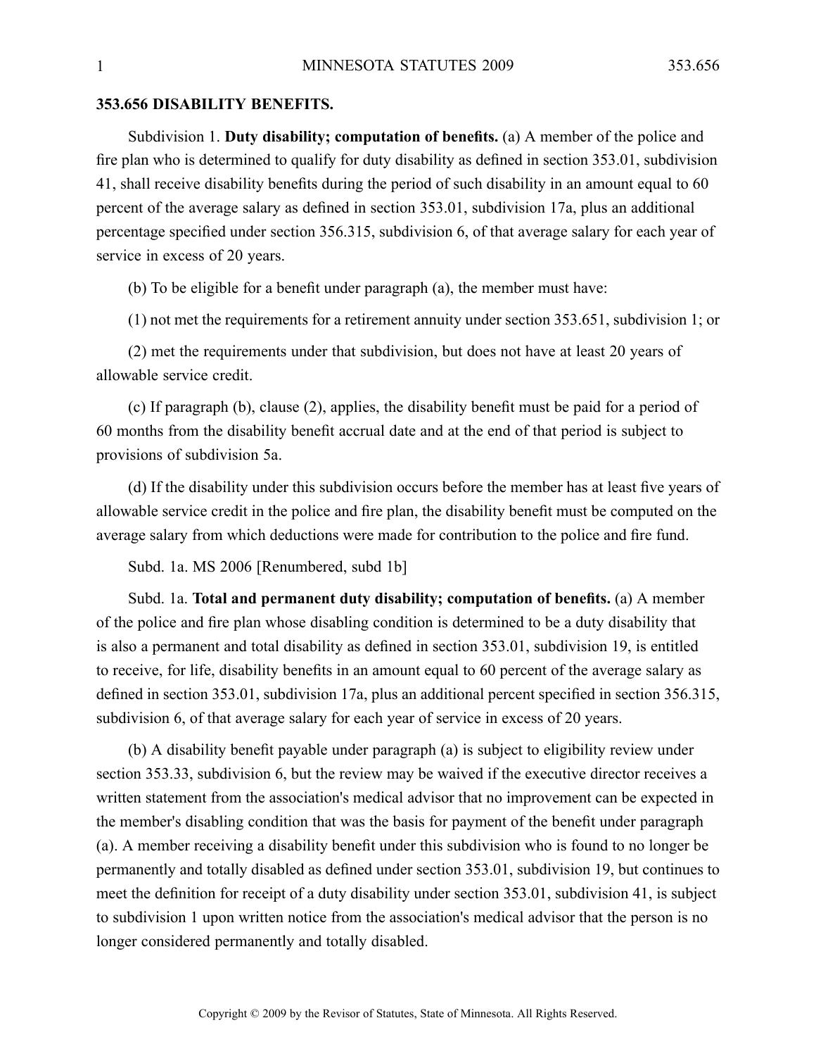**353.656 DISABILITY BENEFITS.**

Subdivision 1. **Duty disability; computation of benefits.** (a) A member of the police and fire plan who is determined to qualify for duty disability as defined in section 353.01, subdivision 41, shall receive disability benefits during the period of such disability in an amount equal to 60 percent of the average salary as defined in section 353.01, subdivision 17a, plus an additional percentage specified under section 356.315, subdivision 6, of that average salary for each year of service in excess of 20 years.

(b) To be eligible for a benefit under paragraph (a), the member must have:

(1) not met the requirements for a retirement annuity under section 353.651, subdivision 1; or

(2) met the requirements under that subdivision, but does not have at least 20 years of allowable service credit.

(c) If paragraph (b), clause (2), applies, the disability benefit must be paid for a period of 60 months from the disability benefit accrual date and at the end of that period is subject to provisions of subdivision 5a.

(d) If the disability under this subdivision occurs before the member has at least five years of allowable service credit in the police and fire plan, the disability benefit must be computed on the average salary from which deductions were made for contribution to the police and fire fund.

Subd. 1a. MS 2006 [Renumbered, subd 1b]

Subd. 1a. **Total and permanent duty disability; computation of benefits.** (a) A member of the police and fire plan whose disabling condition is determined to be a duty disability that is also a permanent and total disability as defined in section 353.01, subdivision 19, is entitled to receive, for life, disability benefits in an amount equal to 60 percent of the average salary as defined in section 353.01, subdivision 17a, plus an additional percent specified in section 356.315, subdivision 6, of that average salary for each year of service in excess of 20 years.

(b) A disability benefit payable under paragraph (a) is subject to eligibility review under section 353.33, subdivision 6, but the review may be waived if the executive director receives a written statement from the association's medical advisor that no improvement can be expected in the member's disabling condition that was the basis for payment of the benefit under paragraph (a). A member receiving a disability benefit under this subdivision who is found to no longer be permanently and totally disabled as defined under section 353.01, subdivision 19, but continues to meet the definition for receipt of a duty disability under section 353.01, subdivision 41, is subject to subdivision 1 upon written notice from the association's medical advisor that the person is no longer considered permanently and totally disabled.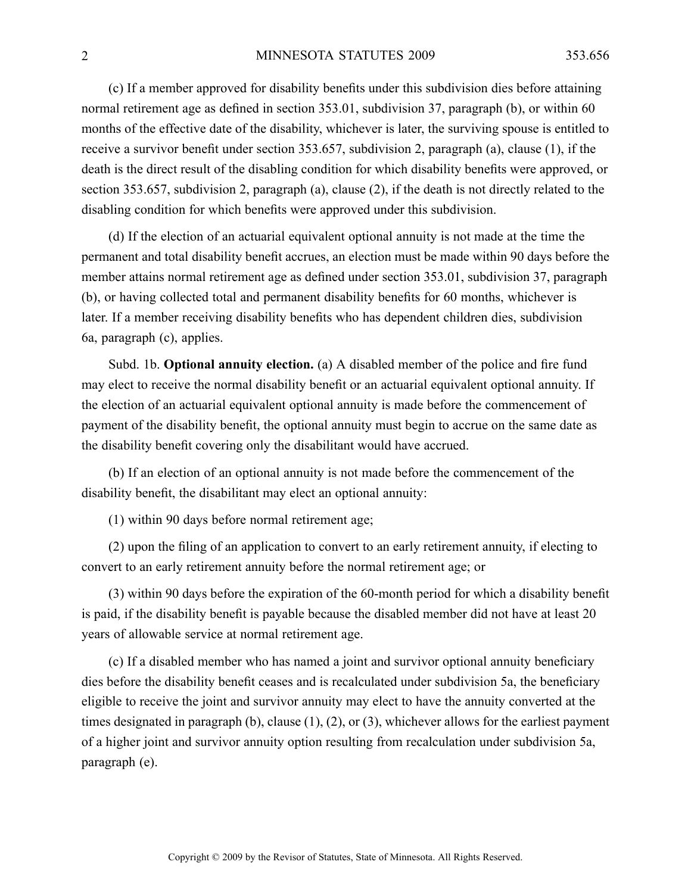(c) If a member approved for disability benefits under this subdivision dies before attaining normal retirement age as defined in section 353.01, subdivision 37, paragraph (b), or within 60 months of the effective date of the disability, whichever is later, the surviving spouse is entitled to receive a survivor benefit under section 353.657, subdivision 2, paragraph (a), clause (1), if the death is the direct result of the disabling condition for which disability benefits were approved, or section 353.657, subdivision 2, paragraph (a), clause (2), if the death is not directly related to the disabling condition for which benefits were approved under this subdivision.

(d) If the election of an actuarial equivalent optional annuity is not made at the time the permanent and total disability benefit accrues, an election must be made within 90 days before the member attains normal retirement age as defined under section 353.01, subdivision 37, paragraph (b), or having collected total and permanent disability benefits for 60 months, whichever is later. If a member receiving disability benefits who has dependent children dies, subdivision 6a, paragraph (c), applies.

Subd. 1b. **Optional annuity election.** (a) A disabled member of the police and fire fund may elect to receive the normal disability benefit or an actuarial equivalent optional annuity. If the election of an actuarial equivalent optional annuity is made before the commencement of payment of the disability benefit, the optional annuity must begin to accrue on the same date as the disability benefit covering only the disabilitant would have accrued.

(b) If an election of an optional annuity is not made before the commencement of the disability benefit, the disabilitant may elect an optional annuity:

(1) within 90 days before normal retirement age;

(2) upon the filing of an application to convert to an early retirement annuity, if electing to convert to an early retirement annuity before the normal retirement age; or

(3) within 90 days before the expiration of the 60-month period for which a disability benefit is paid, if the disability benefit is payable because the disabled member did not have at least 20 years of allowable service at normal retirement age.

(c) If a disabled member who has named a joint and survivor optional annuity beneficiary dies before the disability benefit ceases and is recalculated under subdivision 5a, the beneficiary eligible to receive the joint and survivor annuity may elect to have the annuity converted at the times designated in paragraph (b), clause (1), (2), or (3), whichever allows for the earliest payment of a higher joint and survivor annuity option resulting from recalculation under subdivision 5a, paragraph (e).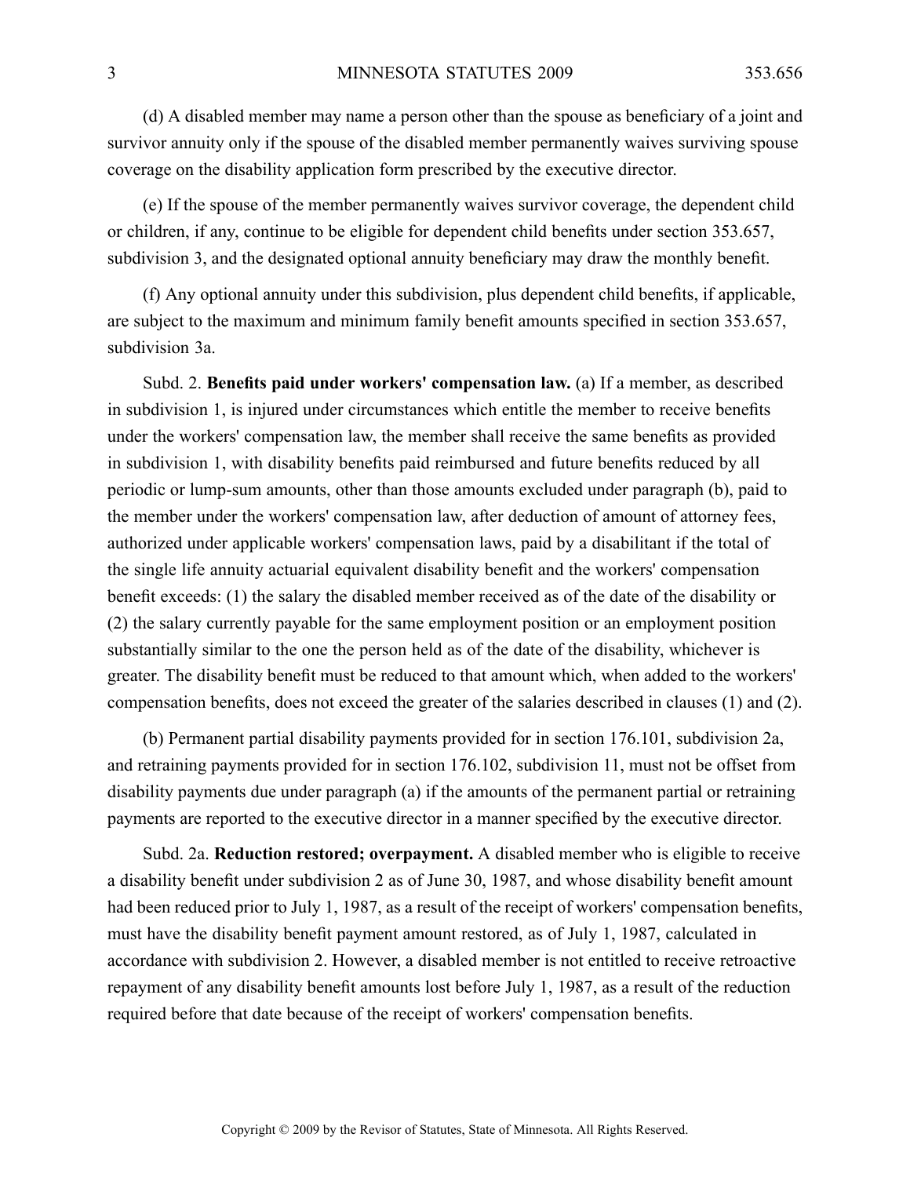(d) A disabled member may name a person other than the spouse as beneficiary of a joint and survivor annuity only if the spouse of the disabled member permanently waives surviving spouse coverage on the disability application form prescribed by the executive director.

(e) If the spouse of the member permanently waives survivor coverage, the dependent child or children, if any, continue to be eligible for dependent child benefits under section 353.657, subdivision 3, and the designated optional annuity beneficiary may draw the monthly benefit.

(f) Any optional annuity under this subdivision, plus dependent child benefits, if applicable, are subject to the maximum and minimum family benefit amounts specified in section 353.657, subdivision 3a.

Subd. 2. **Benefits paid under workers' compensation law.** (a) If a member, as described in subdivision 1, is injured under circumstances which entitle the member to receive benefits under the workers' compensation law, the member shall receive the same benefits as provided in subdivision 1, with disability benefits paid reimbursed and future benefits reduced by all periodic or lump-sum amounts, other than those amounts excluded under paragraph (b), paid to the member under the workers' compensation law, after deduction of amount of attorney fees, authorized under applicable workers' compensation laws, paid by a disabilitant if the total of the single life annuity actuarial equivalent disability benefit and the workers' compensation benefit exceeds: (1) the salary the disabled member received as of the date of the disability or (2) the salary currently payable for the same employment position or an employment position substantially similar to the one the person held as of the date of the disability, whichever is greater. The disability benefit must be reduced to that amount which, when added to the workers' compensation benefits, does not exceed the greater of the salaries described in clauses (1) and (2).

(b) Permanent partial disability payments provided for in section 176.101, subdivision 2a, and retraining payments provided for in section 176.102, subdivision 11, must not be offset from disability payments due under paragraph (a) if the amounts of the permanent partial or retraining payments are reported to the executive director in a manner specified by the executive director.

Subd. 2a. **Reduction restored; overpayment.** A disabled member who is eligible to receive a disability benefit under subdivision 2 as of June 30, 1987, and whose disability benefit amount had been reduced prior to July 1, 1987, as a result of the receipt of workers' compensation benefits, must have the disability benefit payment amount restored, as of July 1, 1987, calculated in accordance with subdivision 2. However, a disabled member is not entitled to receive retroactive repayment of any disability benefit amounts lost before July 1, 1987, as a result of the reduction required before that date because of the receipt of workers' compensation benefits.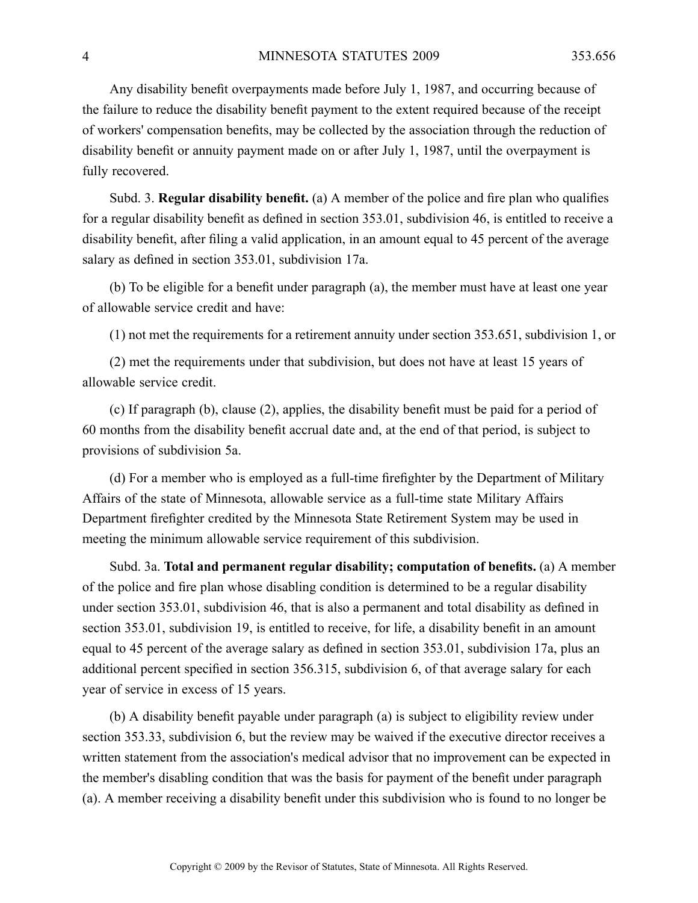Any disability benefit overpayments made before July 1, 1987, and occurring because of the failure to reduce the disability benefit payment to the extent required because of the receipt of workers' compensation benefits, may be collected by the association through the reduction of disability benefit or annuity payment made on or after July 1, 1987, until the overpayment is fully recovered.

Subd. 3. **Regular disability benefit.** (a) A member of the police and fire plan who qualifies for a regular disability benefit as defined in section 353.01, subdivision 46, is entitled to receive a disability benefit, after filing a valid application, in an amount equal to 45 percent of the average salary as defined in section 353.01, subdivision 17a.

(b) To be eligible for a benefit under paragraph (a), the member must have at least one year of allowable service credit and have:

(1) not met the requirements for a retirement annuity under section 353.651, subdivision 1, or

(2) met the requirements under that subdivision, but does not have at least 15 years of allowable service credit.

(c) If paragraph (b), clause (2), applies, the disability benefit must be paid for a period of 60 months from the disability benefit accrual date and, at the end of that period, is subject to provisions of subdivision 5a.

(d) For a member who is employed as a full-time firefighter by the Department of Military Affairs of the state of Minnesota, allowable service as a full-time state Military Affairs Department firefighter credited by the Minnesota State Retirement System may be used in meeting the minimum allowable service requirement of this subdivision.

Subd. 3a. **Total and permanent regular disability; computation of benefits.** (a) A member of the police and fire plan whose disabling condition is determined to be a regular disability under section 353.01, subdivision 46, that is also a permanent and total disability as defined in section 353.01, subdivision 19, is entitled to receive, for life, a disability benefit in an amount equal to 45 percent of the average salary as defined in section 353.01, subdivision 17a, plus an additional percent specified in section 356.315, subdivision 6, of that average salary for each year of service in excess of 15 years.

(b) A disability benefit payable under paragraph (a) is subject to eligibility review under section 353.33, subdivision 6, but the review may be waived if the executive director receives a written statement from the association's medical advisor that no improvement can be expected in the member's disabling condition that was the basis for payment of the benefit under paragraph (a). A member receiving a disability benefit under this subdivision who is found to no longer be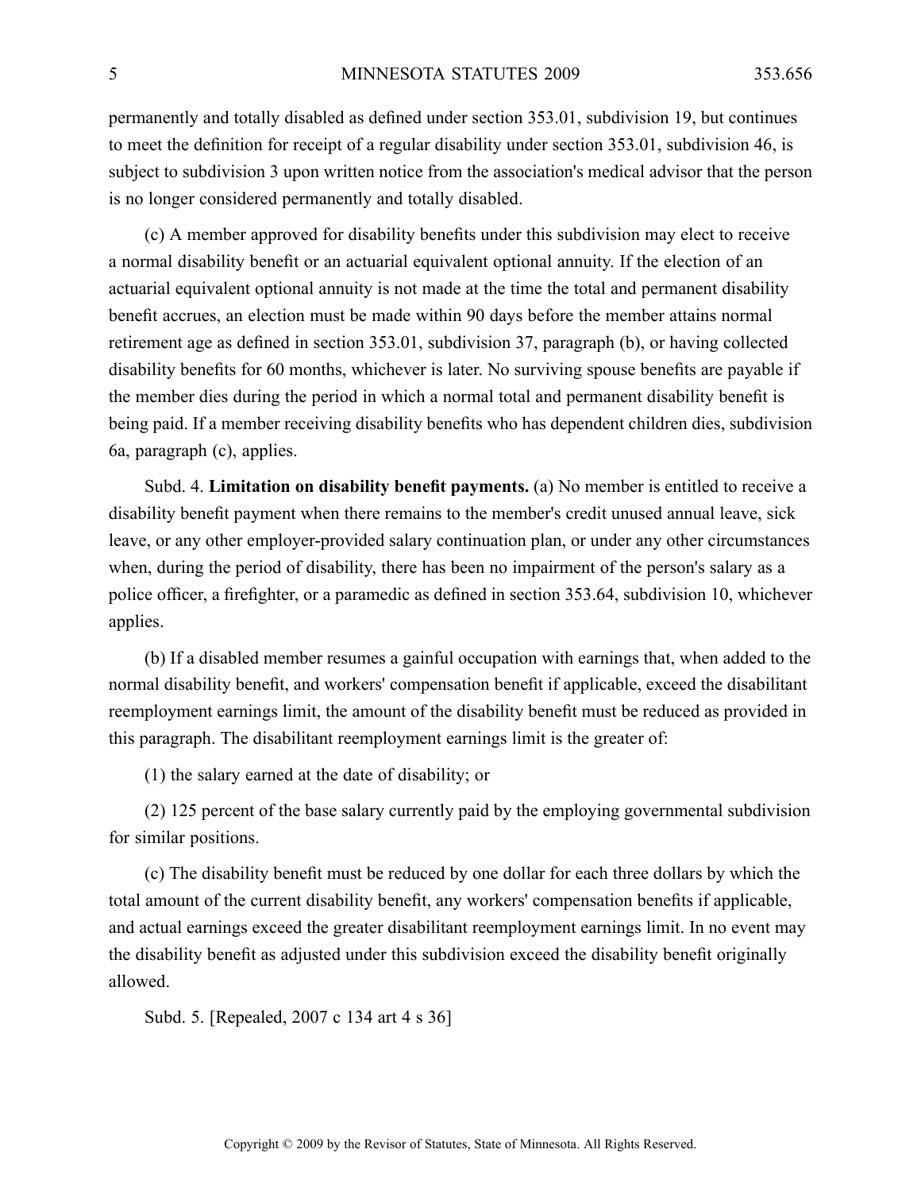permanently and totally disabled as defined under section 353.01, subdivision 19, but continues to meet the definition for receipt of a regular disability under section 353.01, subdivision 46, is subject to subdivision 3 upon written notice from the association's medical advisor that the person is no longer considered permanently and totally disabled.

(c) A member approved for disability benefits under this subdivision may elect to receive a normal disability benefit or an actuarial equivalent optional annuity. If the election of an actuarial equivalent optional annuity is not made at the time the total and permanent disability benefit accrues, an election must be made within 90 days before the member attains normal retirement age as defined in section 353.01, subdivision 37, paragraph (b), or having collected disability benefits for 60 months, whichever is later. No surviving spouse benefits are payable if the member dies during the period in which a normal total and permanent disability benefit is being paid. If a member receiving disability benefits who has dependent children dies, subdivision 6a, paragraph (c), applies.

Subd. 4. **Limitation on disability benefit payments.** (a) No member is entitled to receive a disability benefit payment when there remains to the member's credit unused annual leave, sick leave, or any other employer-provided salary continuation plan, or under any other circumstances when, during the period of disability, there has been no impairment of the person's salary as a police officer, a firefighter, or a paramedic as defined in section 353.64, subdivision 10, whichever applies.

(b) If a disabled member resumes a gainful occupation with earnings that, when added to the normal disability benefit, and workers' compensation benefit if applicable, exceed the disabilitant reemployment earnings limit, the amount of the disability benefit must be reduced as provided in this paragraph. The disabilitant reemployment earnings limit is the greater of:

(1) the salary earned at the date of disability; or

(2) 125 percent of the base salary currently paid by the employing governmental subdivision for similar positions.

(c) The disability benefit must be reduced by one dollar for each three dollars by which the total amount of the current disability benefit, any workers' compensation benefits if applicable, and actual earnings exceed the greater disabilitant reemployment earnings limit. In no event may the disability benefit as adjusted under this subdivision exceed the disability benefit originally allowed.

Subd. 5. [Repealed, 2007 c 134 art 4 s 36]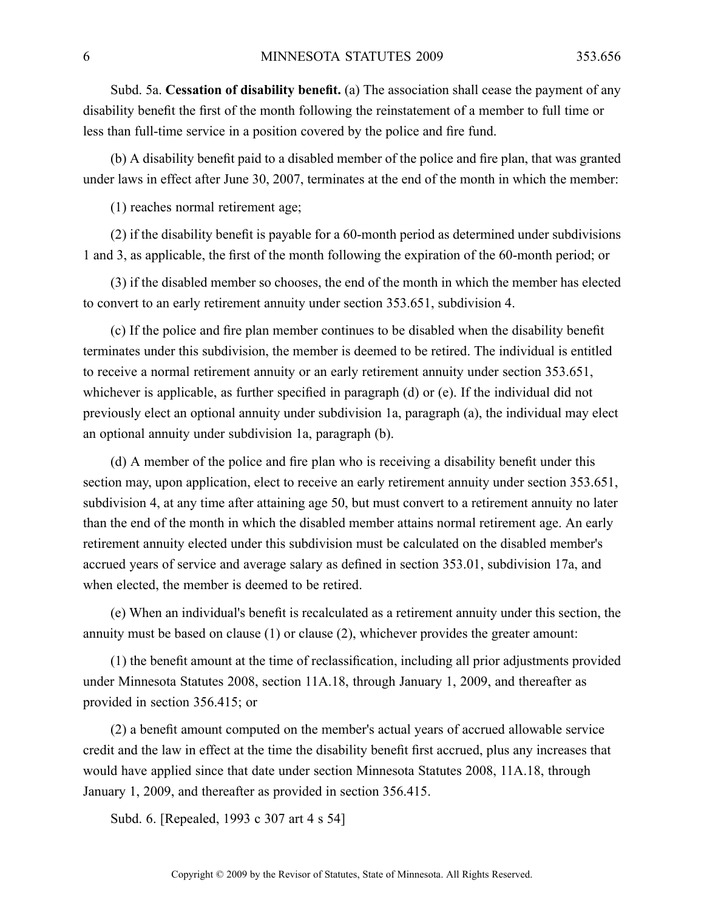Subd. 5a. **Cessation of disability benefit.** (a) The association shall cease the payment of any disability benefit the first of the month following the reinstatement of a member to full time or less than full-time service in a position covered by the police and fire fund.

(b) A disability benefit paid to a disabled member of the police and fire plan, that was granted under laws in effect after June 30, 2007, terminates at the end of the month in which the member:

(1) reaches normal retirement age;

(2) if the disability benefit is payable for a 60-month period as determined under subdivisions 1 and 3, as applicable, the first of the month following the expiration of the 60-month period; or

(3) if the disabled member so chooses, the end of the month in which the member has elected to convert to an early retirement annuity under section 353.651, subdivision 4.

(c) If the police and fire plan member continues to be disabled when the disability benefit terminates under this subdivision, the member is deemed to be retired. The individual is entitled to receive a normal retirement annuity or an early retirement annuity under section 353.651, whichever is applicable, as further specified in paragraph (d) or (e). If the individual did not previously elect an optional annuity under subdivision 1a, paragraph (a), the individual may elect an optional annuity under subdivision 1a, paragraph (b).

(d) A member of the police and fire plan who is receiving a disability benefit under this section may, upon application, elect to receive an early retirement annuity under section 353.651, subdivision 4, at any time after attaining age 50, but must convert to a retirement annuity no later than the end of the month in which the disabled member attains normal retirement age. An early retirement annuity elected under this subdivision must be calculated on the disabled member's accrued years of service and average salary as defined in section 353.01, subdivision 17a, and when elected, the member is deemed to be retired.

(e) When an individual's benefit is recalculated as a retirement annuity under this section, the annuity must be based on clause (1) or clause (2), whichever provides the greater amount:

(1) the benefit amount at the time of reclassification, including all prior adjustments provided under Minnesota Statutes 2008, section 11A.18, through January 1, 2009, and thereafter as provided in section 356.415; or

(2) a benefit amount computed on the member's actual years of accrued allowable service credit and the law in effect at the time the disability benefit first accrued, plus any increases that would have applied since that date under section Minnesota Statutes 2008, 11A.18, through January 1, 2009, and thereafter as provided in section 356.415.

Subd. 6. [Repealed, 1993 c 307 art 4 s 54]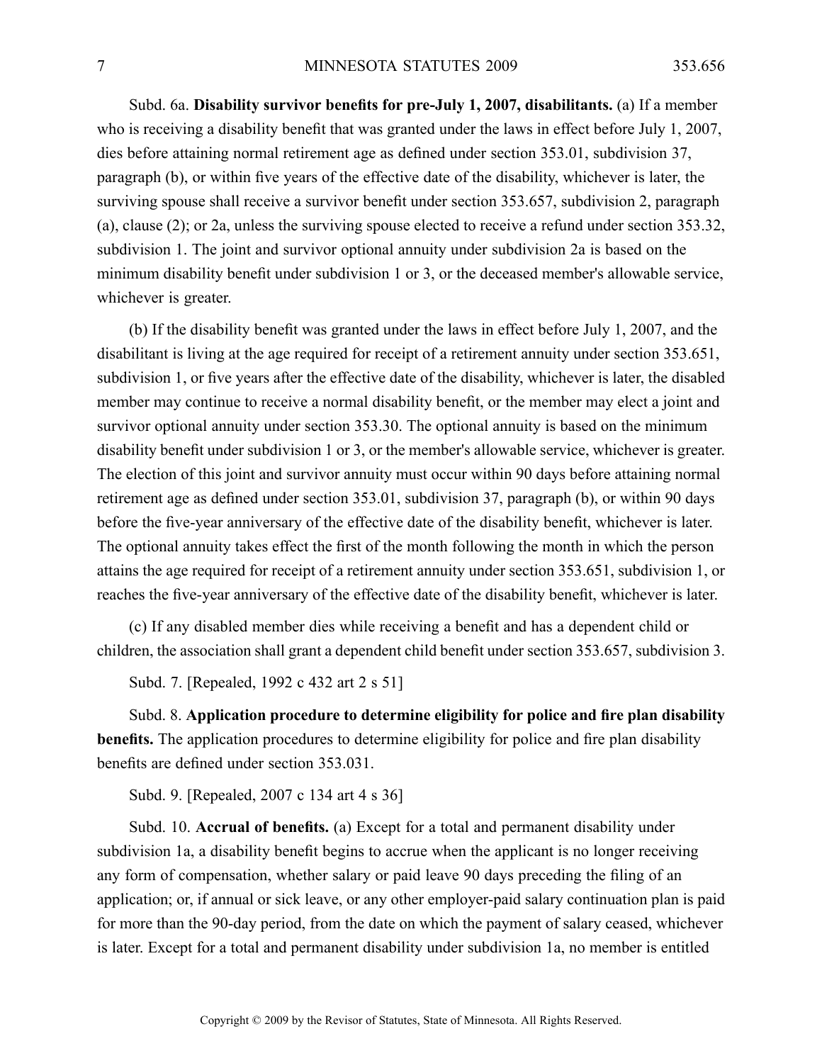Subd. 6a. **Disability survivor benefits for pre-July 1, 2007, disabilitants.** (a) If a member who is receiving a disability benefit that was granted under the laws in effect before July 1, 2007, dies before attaining normal retirement age as defined under section 353.01, subdivision 37, paragraph (b), or within five years of the effective date of the disability, whichever is later, the surviving spouse shall receive a survivor benefit under section 353.657, subdivision 2, paragraph (a), clause (2); or 2a, unless the surviving spouse elected to receive a refund under section 353.32, subdivision 1. The joint and survivor optional annuity under subdivision 2a is based on the minimum disability benefit under subdivision 1 or 3, or the deceased member's allowable service, whichever is greater.

(b) If the disability benefit was granted under the laws in effect before July 1, 2007, and the disabilitant is living at the age required for receipt of a retirement annuity under section 353.651, subdivision 1, or five years after the effective date of the disability, whichever is later, the disabled member may continue to receive a normal disability benefit, or the member may elect a joint and survivor optional annuity under section 353.30. The optional annuity is based on the minimum disability benefit under subdivision 1 or 3, or the member's allowable service, whichever is greater. The election of this joint and survivor annuity must occur within 90 days before attaining normal retirement age as defined under section 353.01, subdivision 37, paragraph (b), or within 90 days before the five-year anniversary of the effective date of the disability benefit, whichever is later. The optional annuity takes effect the first of the month following the month in which the person attains the age required for receipt of a retirement annuity under section 353.651, subdivision 1, or reaches the five-year anniversary of the effective date of the disability benefit, whichever is later.

(c) If any disabled member dies while receiving a benefit and has a dependent child or children, the association shall grant a dependent child benefit under section 353.657, subdivision 3.

Subd. 7. [Repealed, 1992 c 432 art 2 s 51]

Subd. 8. **Application procedure to determine eligibility for police and fire plan disability benefits.** The application procedures to determine eligibility for police and fire plan disability benefits are defined under section 353.031.

Subd. 9. [Repealed, 2007 c 134 art 4 s 36]

Subd. 10. **Accrual of benefits.** (a) Except for a total and permanent disability under subdivision 1a, a disability benefit begins to accrue when the applicant is no longer receiving any form of compensation, whether salary or paid leave 90 days preceding the filing of an application; or, if annual or sick leave, or any other employer-paid salary continuation plan is paid for more than the 90-day period, from the date on which the payment of salary ceased, whichever is later. Except for a total and permanent disability under subdivision 1a, no member is entitled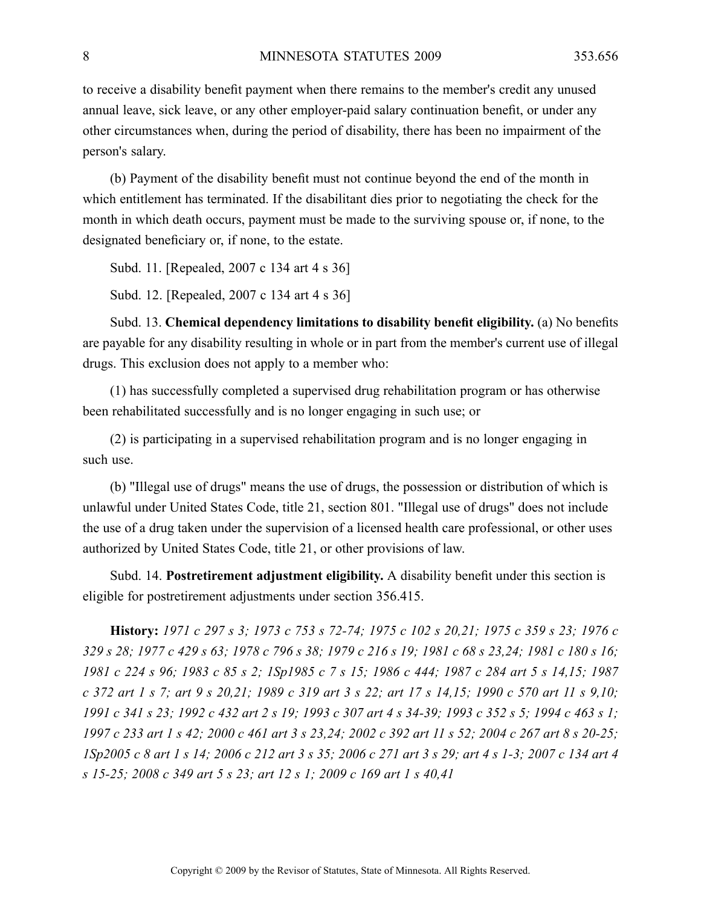to receive a disability benefit payment when there remains to the member's credit any unused annual leave, sick leave, or any other employer-paid salary continuation benefit, or under any other circumstances when, during the period of disability, there has been no impairment of the person's salary.

(b) Payment of the disability benefit must not continue beyond the end of the month in which entitlement has terminated. If the disabilitant dies prior to negotiating the check for the month in which death occurs, payment must be made to the surviving spouse or, if none, to the designated beneficiary or, if none, to the estate.

Subd. 11. [Repealed, 2007 c 134 art 4 s 36]

Subd. 12. [Repealed, 2007 c 134 art 4 s 36]

Subd. 13. **Chemical dependency limitations to disability benefit eligibility.** (a) No benefits are payable for any disability resulting in whole or in part from the member's current use of illegal drugs. This exclusion does not apply to a member who:

(1) has successfully completed a supervised drug rehabilitation program or has otherwise been rehabilitated successfully and is no longer engaging in such use; or

(2) is participating in a supervised rehabilitation program and is no longer engaging in such use.

(b) "Illegal use of drugs" means the use of drugs, the possession or distribution of which is unlawful under United States Code, title 21, section 801. "Illegal use of drugs" does not include the use of a drug taken under the supervision of a licensed health care professional, or other uses authorized by United States Code, title 21, or other provisions of law.

Subd. 14. **Postretirement adjustment eligibility.** A disability benefit under this section is eligible for postretirement adjustments under section 356.415.

**History:** *1971 c 297 s 3; 1973 c 753 s 72-74; 1975 c 102 s 20,21; 1975 c 359 s 23; 1976 c 329 s 28; 1977 c 429 s 63; 1978 c 796 s 38; 1979 c 216 s 19; 1981 c 68 s 23,24; 1981 c 180 s 16; 1981 c 224 s 96; 1983 c 85 s 2; 1Sp1985 c 7 s 15; 1986 c 444; 1987 c 284 art 5 s 14,15; 1987 c 372 art 1 s 7; art 9 s 20,21; 1989 c 319 art 3 s 22; art 17 s 14,15; 1990 c 570 art 11 s 9,10; 1991 c 341 s 23; 1992 c 432 art 2 s 19; 1993 c 307 art 4 s 34-39; 1993 c 352 s 5; 1994 c 463 s 1; 1997 c 233 art 1 s 42; 2000 c 461 art 3 s 23,24; 2002 c 392 art 11 s 52; 2004 c 267 art 8 s 20-25; 1Sp2005 c 8 art 1 s 14; 2006 c 212 art 3 s 35; 2006 c 271 art 3 s 29; art 4 s 1-3; 2007 c 134 art 4 s 15-25; 2008 c 349 art 5 s 23; art 12 s 1; 2009 c 169 art 1 s 40,41*